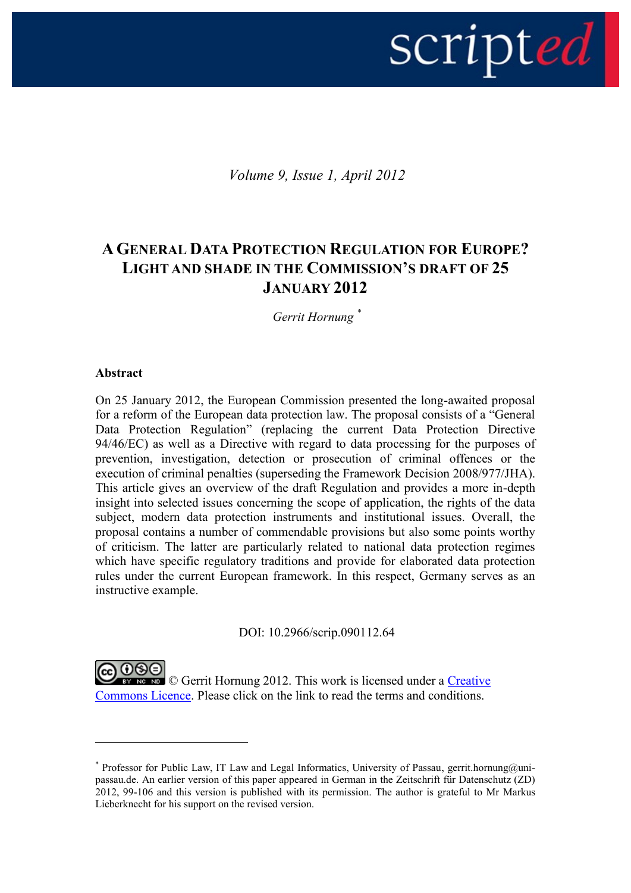*Volume 9, Issue 1, April 2012*

# A GENERAL DATA PROTECTION REGULATION FOR EUROPE? LIGHT AND SHADE IN THE COMMISSION'S DRAFT OF 25 JANUARY 2012

*Gerrit Hornung* [*]

**Abstract**

On 25 January 2012, the European Commission presented the long-awaited proposal for a reform of the European data protection law. The proposal consists of a "General Data Protection Regulation" (replacing the current Data Protection Directive 94/46/EC) as well as a Directive with regard to data processing for the purposes of prevention, investigation, detection or prosecution of criminal offences or the execution of criminal penalties (superseding the Framework Decision 2008/977/JHA). This article gives an overview of the draft Regulation and provides a more in-depth insight into selected issues concerning the scope of application, the rights of the data subject, modern data protection instruments and institutional issues. Overall, the proposal contains a number of commendable provisions but also some points worthy of criticism. The latter are particularly related to national data protection regimes which have specific regulatory traditions and provide for elaborated data protection rules under the current European framework. In this respect, Germany serves as an instructive example.

DOI: 10.2966/scrip.090112.64

© Gerrit Hornung 2012. This work is licensed under a Creative Commons Licence. Please click on the link to read the terms and conditions.

---

[*] Professor for Public Law, IT Law and Legal Informatics, University of Passau, gerrit.hornung@uni-passau.de. An earlier version of this paper appeared in German in the Zeitschrift für Datenschutz (ZD) 2012, 99-106 and this version is published with its permission. The author is grateful to Mr Markus Lieberknecht for his support on the revised version.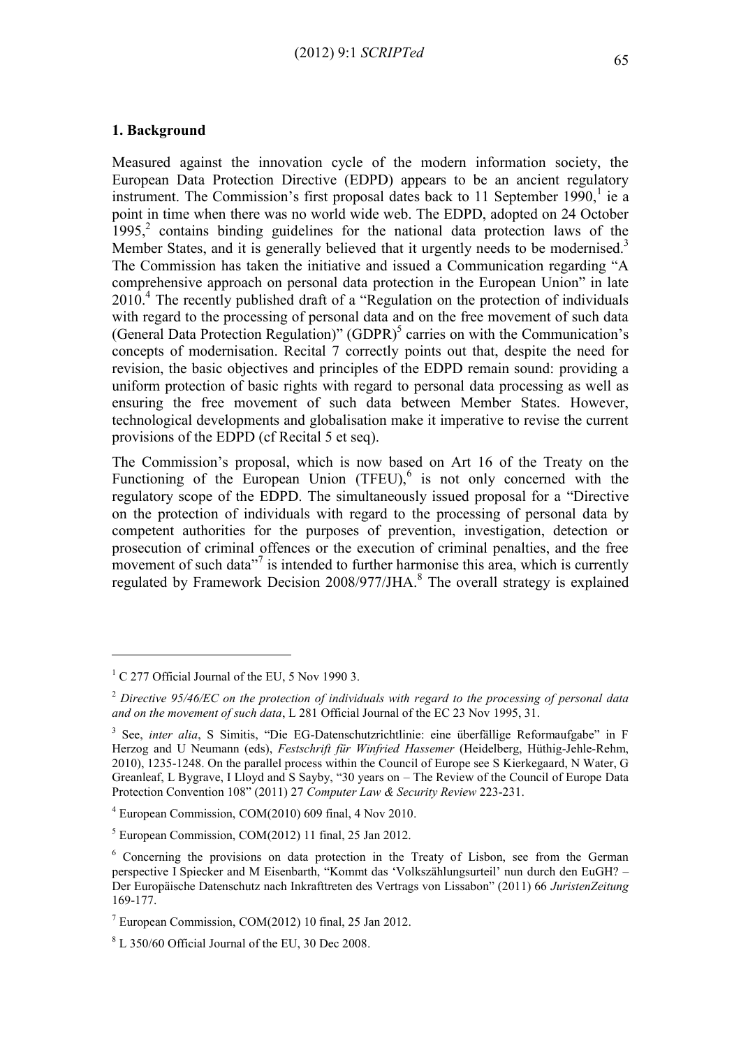## 1. Background

Measured against the innovation cycle of the modern information society, the European Data Protection Directive (EDPD) appears to be an ancient regulatory instrument. The Commission's first proposal dates back to 11 September 1990,[1] ie a point in time when there was no world wide web. The EDPD, adopted on 24 October 1995,[2] contains binding guidelines for the national data protection laws of the Member States, and it is generally believed that it urgently needs to be modernised.[3] The Commission has taken the initiative and issued a Communication regarding "A comprehensive approach on personal data protection in the European Union" in late 2010.[4] The recently published draft of a "Regulation on the protection of individuals with regard to the processing of personal data and on the free movement of such data (General Data Protection Regulation)" (GDPR)[5] carries on with the Communication's concepts of modernisation. Recital 7 correctly points out that, despite the need for revision, the basic objectives and principles of the EDPD remain sound: providing a uniform protection of basic rights with regard to personal data processing as well as ensuring the free movement of such data between Member States. However, technological developments and globalisation make it imperative to revise the current provisions of the EDPD (cf Recital 5 et seq).

The Commission's proposal, which is now based on Art 16 of the Treaty on the Functioning of the European Union (TFEU),[6] is not only concerned with the regulatory scope of the EDPD. The simultaneously issued proposal for a "Directive on the protection of individuals with regard to the processing of personal data by competent authorities for the purposes of prevention, investigation, detection or prosecution of criminal offences or the execution of criminal penalties, and the free movement of such data"[7] is intended to further harmonise this area, which is currently regulated by Framework Decision 2008/977/JHA.[8] The overall strategy is explained

---

[1] C 277 Official Journal of the EU, 5 Nov 1990 3.

[2] *Directive 95/46/EC on the protection of individuals with regard to the processing of personal data and on the movement of such data*, L 281 Official Journal of the EC 23 Nov 1995, 31.

[3] See, *inter alia*, S Simitis, "Die EG-Datenschutzrichtlinie: eine überfällige Reformaufgabe" in F Herzog and U Neumann (eds), *Festschrift für Winfried Hassemer* (Heidelberg, Hüthig-Jehle-Rehm, 2010), 1235-1248. On the parallel process within the Council of Europe see S Kierkegaard, N Water, G Greanleaf, L Bygrave, I Lloyd and S Sayby, "30 years on – The Review of the Council of Europe Data Protection Convention 108" (2011) 27 *Computer Law & Security Review* 223-231.

[4] European Commission, COM(2010) 609 final, 4 Nov 2010.

[5] European Commission, COM(2012) 11 final, 25 Jan 2012.

[6] Concerning the provisions on data protection in the Treaty of Lisbon, see from the German perspective I Spiecker and M Eisenbarth, "Kommt das 'Volkszählungsurteil' nun durch den EuGH? – Der Europäische Datenschutz nach Inkrafttreten des Vertrags von Lissabon" (2011) 66 *JuristenZeitung* 169-177.

[7] European Commission, COM(2012) 10 final, 25 Jan 2012.

[8] L 350/60 Official Journal of the EU, 30 Dec 2008.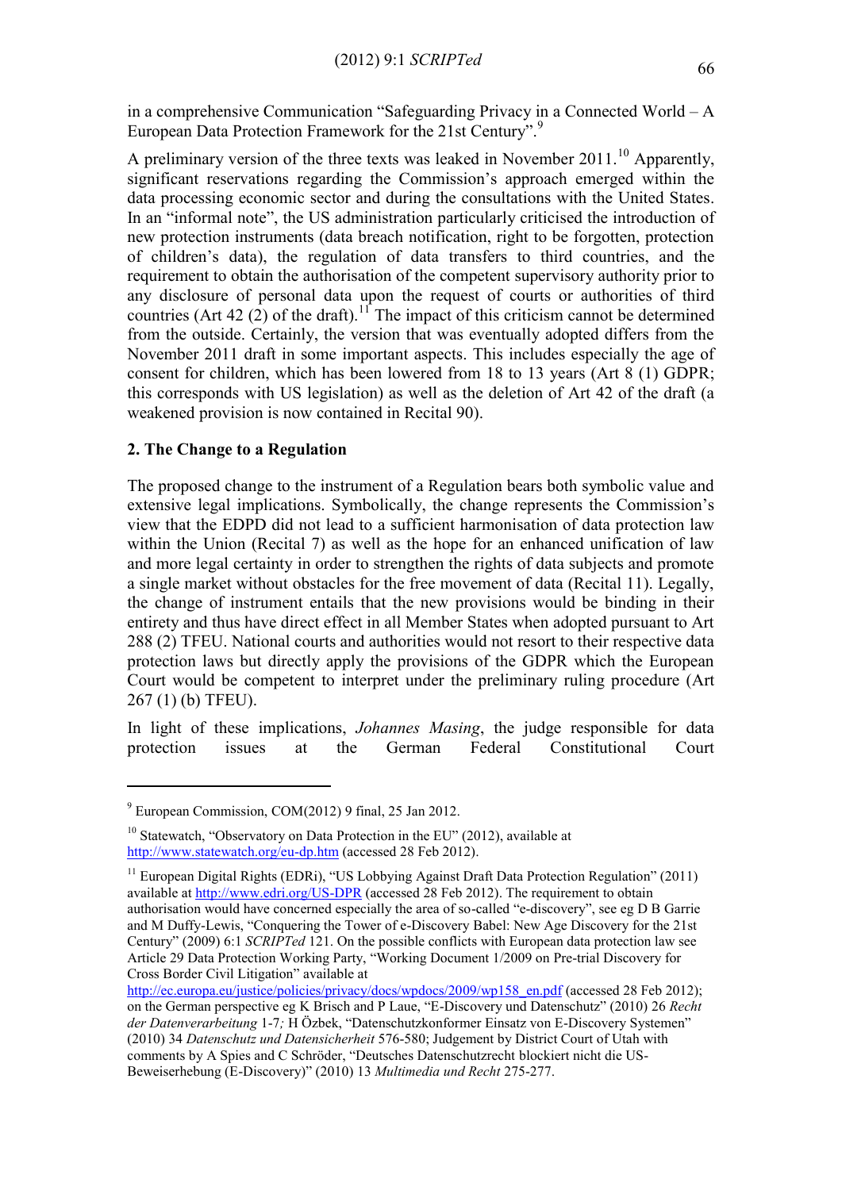in a comprehensive Communication "Safeguarding Privacy in a Connected World – A European Data Protection Framework for the 21st Century".[9]

A preliminary version of the three texts was leaked in November 2011.[10] Apparently, significant reservations regarding the Commission's approach emerged within the data processing economic sector and during the consultations with the United States. In an "informal note", the US administration particularly criticised the introduction of new protection instruments (data breach notification, right to be forgotten, protection of children's data), the regulation of data transfers to third countries, and the requirement to obtain the authorisation of the competent supervisory authority prior to any disclosure of personal data upon the request of courts or authorities of third countries (Art 42 (2) of the draft).[11] The impact of this criticism cannot be determined from the outside. Certainly, the version that was eventually adopted differs from the November 2011 draft in some important aspects. This includes especially the age of consent for children, which has been lowered from 18 to 13 years (Art 8 (1) GDPR; this corresponds with US legislation) as well as the deletion of Art 42 of the draft (a weakened provision is now contained in Recital 90).

## 2. The Change to a Regulation

The proposed change to the instrument of a Regulation bears both symbolic value and extensive legal implications. Symbolically, the change represents the Commission's view that the EDPD did not lead to a sufficient harmonisation of data protection law within the Union (Recital 7) as well as the hope for an enhanced unification of law and more legal certainty in order to strengthen the rights of data subjects and promote a single market without obstacles for the free movement of data (Recital 11). Legally, the change of instrument entails that the new provisions would be binding in their entirety and thus have direct effect in all Member States when adopted pursuant to Art 288 (2) TFEU. National courts and authorities would not resort to their respective data protection laws but directly apply the provisions of the GDPR which the European Court would be competent to interpret under the preliminary ruling procedure (Art 267 (1) (b) TFEU).

In light of these implications, *Johannes Masing*, the judge responsible for data protection issues at the German Federal Constitutional Court

---

[9] European Commission, COM(2012) 9 final, 25 Jan 2012.

[10] Statewatch, "Observatory on Data Protection in the EU" (2012), available at http://www.statewatch.org/eu-dp.htm (accessed 28 Feb 2012).

[11] European Digital Rights (EDRi), "US Lobbying Against Draft Data Protection Regulation" (2011) available at http://www.edri.org/US-DPR (accessed 28 Feb 2012). The requirement to obtain authorisation would have concerned especially the area of so-called "e-discovery", see eg D B Garrie and M Duffy-Lewis, "Conquering the Tower of e-Discovery Babel: New Age Discovery for the 21st Century" (2009) 6:1 *SCRIPTed* 121. On the possible conflicts with European data protection law see Article 29 Data Protection Working Party, "Working Document 1/2009 on Pre-trial Discovery for Cross Border Civil Litigation" available at http://ec.europa.eu/justice/policies/privacy/docs/wpdocs/2009/wp158_en.pdf (accessed 28 Feb 2012); on the German perspective eg K Brisch and P Laue, "E-Discovery und Datenschutz" (2010) 26 *Recht der Datenverarbeitung* 1-7*;* H Özbek, "Datenschutzkonformer Einsatz von E-Discovery Systemen" (2010) 34 *Datenschutz und Datensicherheit* 576-580; Judgement by District Court of Utah with comments by A Spies and C Schröder, "Deutsches Datenschutzrecht blockiert nicht die US-Beweiserhebung (E-Discovery)" (2010) 13 *Multimedia und Recht* 275-277.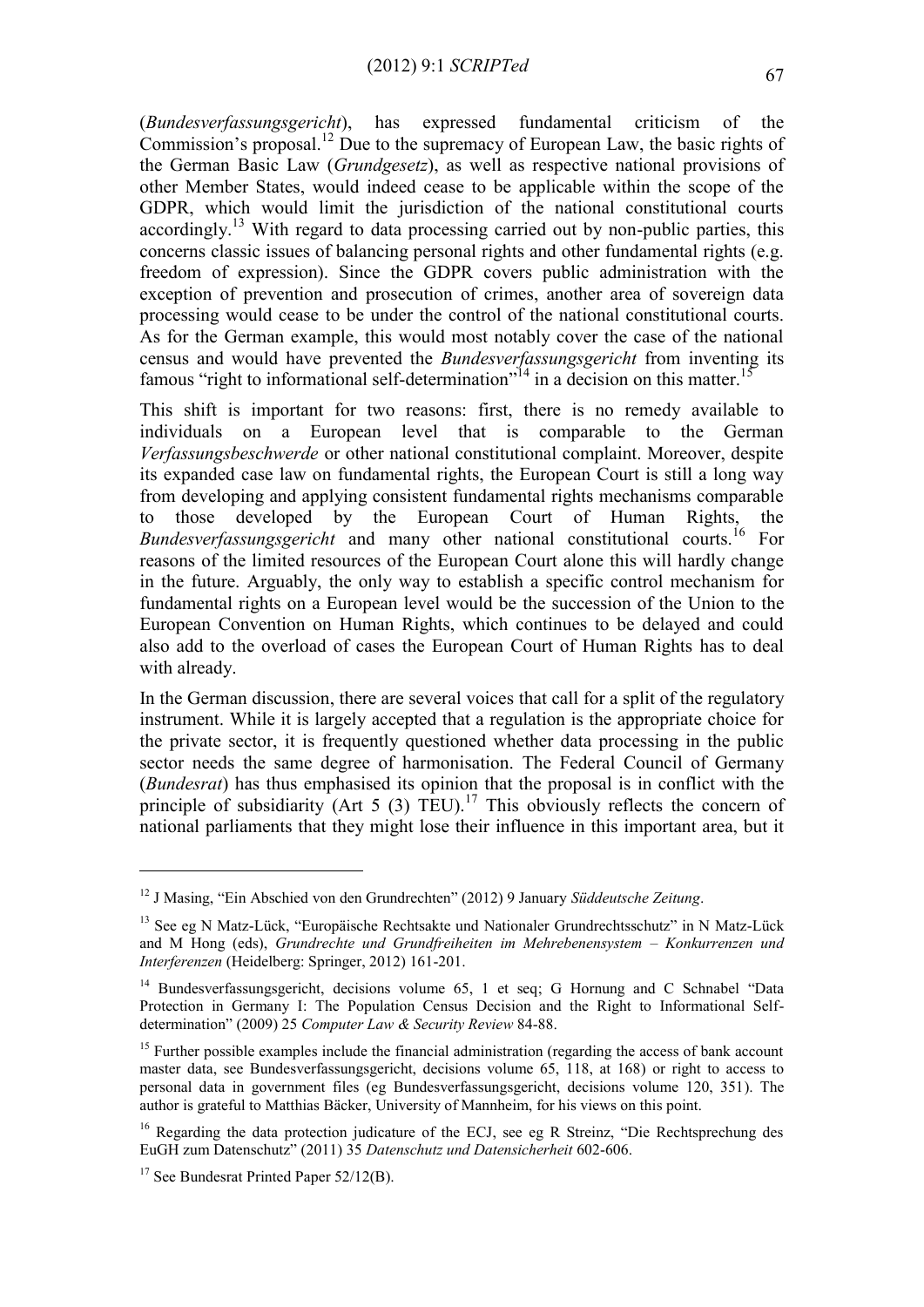(*Bundesverfassungsgericht*), has expressed fundamental criticism of the Commission's proposal.[12] Due to the supremacy of European Law, the basic rights of the German Basic Law (*Grundgesetz*), as well as respective national provisions of other Member States, would indeed cease to be applicable within the scope of the GDPR, which would limit the jurisdiction of the national constitutional courts accordingly.[13] With regard to data processing carried out by non-public parties, this concerns classic issues of balancing personal rights and other fundamental rights (e.g. freedom of expression). Since the GDPR covers public administration with the exception of prevention and prosecution of crimes, another area of sovereign data processing would cease to be under the control of the national constitutional courts. As for the German example, this would most notably cover the case of the national census and would have prevented the *Bundesverfassungsgericht* from inventing its famous "right to informational self-determination"[14] in a decision on this matter.[15]

This shift is important for two reasons: first, there is no remedy available to individuals on a European level that is comparable to the German *Verfassungsbeschwerde* or other national constitutional complaint. Moreover, despite its expanded case law on fundamental rights, the European Court is still a long way from developing and applying consistent fundamental rights mechanisms comparable to those developed by the European Court of Human Rights, the *Bundesverfassungsgericht* and many other national constitutional courts.[16] For reasons of the limited resources of the European Court alone this will hardly change in the future. Arguably, the only way to establish a specific control mechanism for fundamental rights on a European level would be the succession of the Union to the European Convention on Human Rights, which continues to be delayed and could also add to the overload of cases the European Court of Human Rights has to deal with already.

In the German discussion, there are several voices that call for a split of the regulatory instrument. While it is largely accepted that a regulation is the appropriate choice for the private sector, it is frequently questioned whether data processing in the public sector needs the same degree of harmonisation. The Federal Council of Germany (*Bundesrat*) has thus emphasised its opinion that the proposal is in conflict with the principle of subsidiarity (Art 5 (3) TEU).[17] This obviously reflects the concern of national parliaments that they might lose their influence in this important area, but it

---

[12] J Masing, "Ein Abschied von den Grundrechten" (2012) 9 January *Süddeutsche Zeitung*.

[13] See eg N Matz-Lück, "Europäische Rechtsakte und Nationaler Grundrechtsschutz" in N Matz-Lück and M Hong (eds), *Grundrechte und Grundfreiheiten im Mehrebenensystem – Konkurrenzen und Interferenzen* (Heidelberg: Springer, 2012) 161-201.

[14] Bundesverfassungsgericht, decisions volume 65, 1 et seq; G Hornung and C Schnabel "Data Protection in Germany I: The Population Census Decision and the Right to Informational Self-determination" (2009) 25 *Computer Law & Security Review* 84-88.

[15] Further possible examples include the financial administration (regarding the access of bank account master data, see Bundesverfassungsgericht, decisions volume 65, 118, at 168) or right to access to personal data in government files (eg Bundesverfassungsgericht, decisions volume 120, 351). The author is grateful to Matthias Bäcker, University of Mannheim, for his views on this point.

[16] Regarding the data protection judicature of the ECJ, see eg R Streinz, "Die Rechtsprechung des EuGH zum Datenschutz" (2011) 35 *Datenschutz und Datensicherheit* 602-606.

[17] See Bundesrat Printed Paper 52/12(B).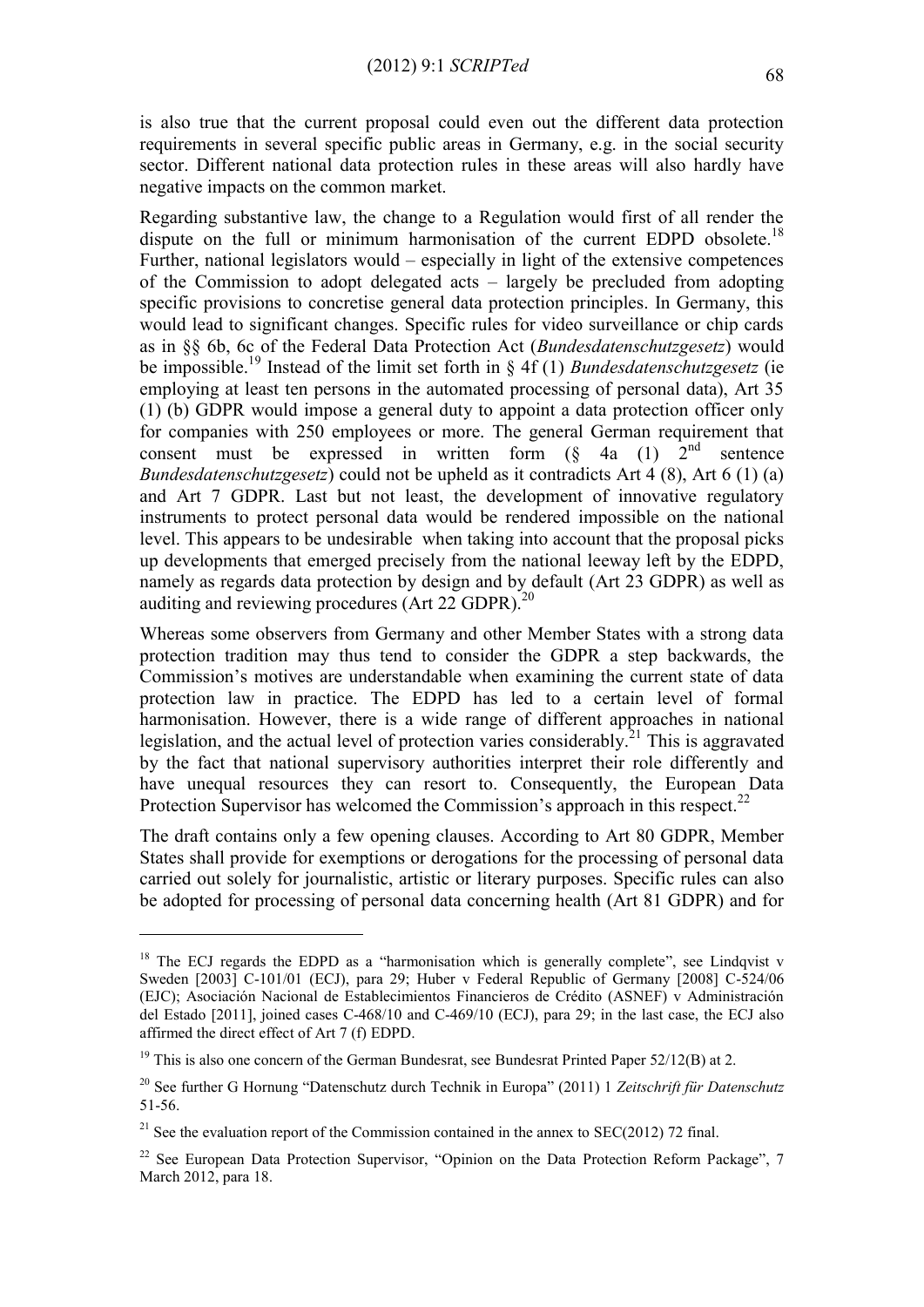is also true that the current proposal could even out the different data protection requirements in several specific public areas in Germany, e.g. in the social security sector. Different national data protection rules in these areas will also hardly have negative impacts on the common market.

Regarding substantive law, the change to a Regulation would first of all render the dispute on the full or minimum harmonisation of the current EDPD obsolete.[18] Further, national legislators would – especially in light of the extensive competences of the Commission to adopt delegated acts – largely be precluded from adopting specific provisions to concretise general data protection principles. In Germany, this would lead to significant changes. Specific rules for video surveillance or chip cards as in §§ 6b, 6c of the Federal Data Protection Act (*Bundesdatenschutzgesetz*) would be impossible.[19] Instead of the limit set forth in § 4f (1) *Bundesdatenschutzgesetz* (ie employing at least ten persons in the automated processing of personal data), Art 35 (1) (b) GDPR would impose a general duty to appoint a data protection officer only for companies with 250 employees or more. The general German requirement that consent must be expressed in written form (§ 4a (1) 2nd sentence *Bundesdatenschutzgesetz*) could not be upheld as it contradicts Art 4 (8), Art 6 (1) (a) and Art 7 GDPR. Last but not least, the development of innovative regulatory instruments to protect personal data would be rendered impossible on the national level. This appears to be undesirable when taking into account that the proposal picks up developments that emerged precisely from the national leeway left by the EDPD, namely as regards data protection by design and by default (Art 23 GDPR) as well as auditing and reviewing procedures (Art 22 GDPR).[20]

Whereas some observers from Germany and other Member States with a strong data protection tradition may thus tend to consider the GDPR a step backwards, the Commission's motives are understandable when examining the current state of data protection law in practice. The EDPD has led to a certain level of formal harmonisation. However, there is a wide range of different approaches in national legislation, and the actual level of protection varies considerably.[21] This is aggravated by the fact that national supervisory authorities interpret their role differently and have unequal resources they can resort to. Consequently, the European Data Protection Supervisor has welcomed the Commission's approach in this respect.[22]

The draft contains only a few opening clauses. According to Art 80 GDPR, Member States shall provide for exemptions or derogations for the processing of personal data carried out solely for journalistic, artistic or literary purposes. Specific rules can also be adopted for processing of personal data concerning health (Art 81 GDPR) and for

---

[18] The ECJ regards the EDPD as a "harmonisation which is generally complete", see Lindqvist v Sweden [2003] C-101/01 (ECJ), para 29; Huber v Federal Republic of Germany [2008] C-524/06 (EJC); Asociación Nacional de Establecimientos Financieros de Crédito (ASNEF) v Administración del Estado [2011], joined cases C-468/10 and C-469/10 (ECJ), para 29; in the last case, the ECJ also affirmed the direct effect of Art 7 (f) EDPD.

[19] This is also one concern of the German Bundesrat, see Bundesrat Printed Paper 52/12(B) at 2.

[20] See further G Hornung "Datenschutz durch Technik in Europa" (2011) 1 *Zeitschrift für Datenschutz* 51-56.

[21] See the evaluation report of the Commission contained in the annex to SEC(2012) 72 final.

[22] See European Data Protection Supervisor, "Opinion on the Data Protection Reform Package", 7 March 2012, para 18.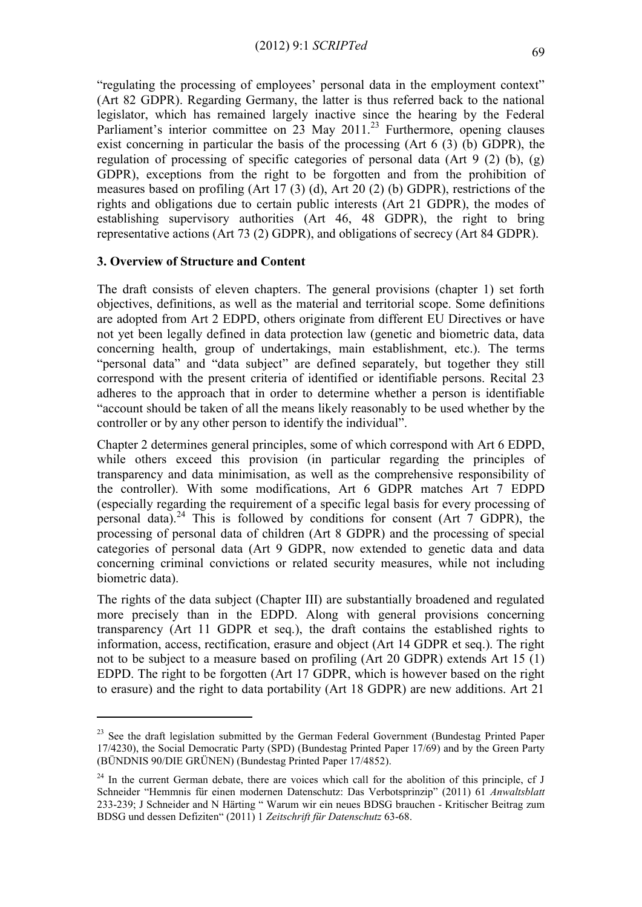"regulating the processing of employees' personal data in the employment context" (Art 82 GDPR). Regarding Germany, the latter is thus referred back to the national legislator, which has remained largely inactive since the hearing by the Federal Parliament's interior committee on 23 May 2011.[23] Furthermore, opening clauses exist concerning in particular the basis of the processing (Art 6 (3) (b) GDPR), the regulation of processing of specific categories of personal data (Art 9 (2) (b), (g) GDPR), exceptions from the right to be forgotten and from the prohibition of measures based on profiling (Art 17 (3) (d), Art 20 (2) (b) GDPR), restrictions of the rights and obligations due to certain public interests (Art 21 GDPR), the modes of establishing supervisory authorities (Art 46, 48 GDPR), the right to bring representative actions (Art 73 (2) GDPR), and obligations of secrecy (Art 84 GDPR).

### 3. Overview of Structure and Content

The draft consists of eleven chapters. The general provisions (chapter 1) set forth objectives, definitions, as well as the material and territorial scope. Some definitions are adopted from Art 2 EDPD, others originate from different EU Directives or have not yet been legally defined in data protection law (genetic and biometric data, data concerning health, group of undertakings, main establishment, etc.). The terms "personal data" and "data subject" are defined separately, but together they still correspond with the present criteria of identified or identifiable persons. Recital 23 adheres to the approach that in order to determine whether a person is identifiable "account should be taken of all the means likely reasonably to be used whether by the controller or by any other person to identify the individual".

Chapter 2 determines general principles, some of which correspond with Art 6 EDPD, while others exceed this provision (in particular regarding the principles of transparency and data minimisation, as well as the comprehensive responsibility of the controller). With some modifications, Art 6 GDPR matches Art 7 EDPD (especially regarding the requirement of a specific legal basis for every processing of personal data).[24] This is followed by conditions for consent (Art 7 GDPR), the processing of personal data of children (Art 8 GDPR) and the processing of special categories of personal data (Art 9 GDPR, now extended to genetic data and data concerning criminal convictions or related security measures, while not including biometric data).

The rights of the data subject (Chapter III) are substantially broadened and regulated more precisely than in the EDPD. Along with general provisions concerning transparency (Art 11 GDPR et seq.), the draft contains the established rights to information, access, rectification, erasure and object (Art 14 GDPR et seq.). The right not to be subject to a measure based on profiling (Art 20 GDPR) extends Art 15 (1) EDPD. The right to be forgotten (Art 17 GDPR, which is however based on the right to erasure) and the right to data portability (Art 18 GDPR) are new additions. Art 21

---

[23] See the draft legislation submitted by the German Federal Government (Bundestag Printed Paper 17/4230), the Social Democratic Party (SPD) (Bundestag Printed Paper 17/69) and by the Green Party (BÜNDNIS 90/DIE GRÜNEN) (Bundestag Printed Paper 17/4852).

[24] In the current German debate, there are voices which call for the abolition of this principle, cf J Schneider "Hemmnis für einen modernen Datenschutz: Das Verbotsprinzip" (2011) 61 *Anwaltsblatt* 233-239; J Schneider and N Härting " Warum wir ein neues BDSG brauchen - Kritischer Beitrag zum BDSG und dessen Defiziten" (2011) 1 *Zeitschrift für Datenschutz* 63-68.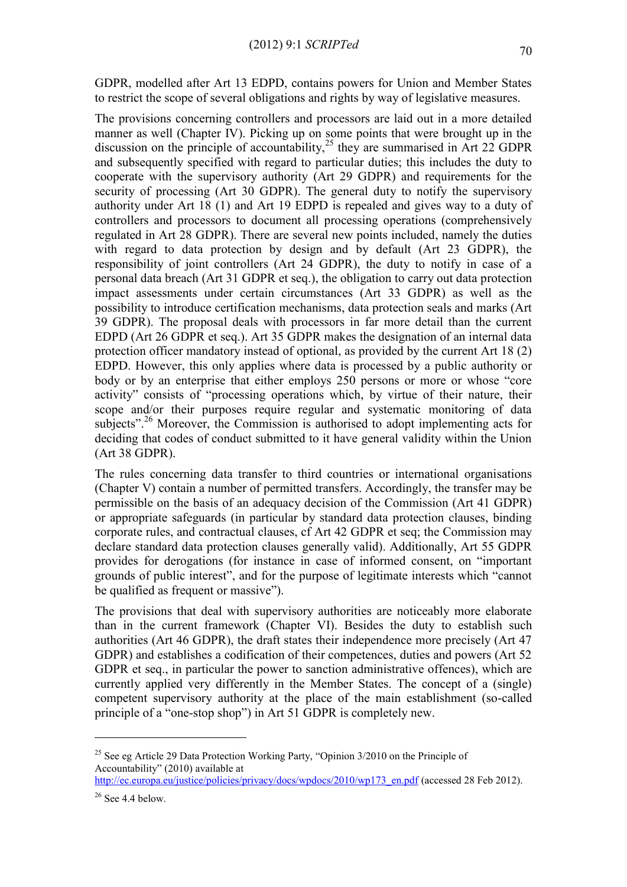GDPR, modelled after Art 13 EDPD, contains powers for Union and Member States to restrict the scope of several obligations and rights by way of legislative measures.

The provisions concerning controllers and processors are laid out in a more detailed manner as well (Chapter IV). Picking up on some points that were brought up in the discussion on the principle of accountability,[25] they are summarised in Art 22 GDPR and subsequently specified with regard to particular duties; this includes the duty to cooperate with the supervisory authority (Art 29 GDPR) and requirements for the security of processing (Art 30 GDPR). The general duty to notify the supervisory authority under Art 18 (1) and Art 19 EDPD is repealed and gives way to a duty of controllers and processors to document all processing operations (comprehensively regulated in Art 28 GDPR). There are several new points included, namely the duties with regard to data protection by design and by default (Art 23 GDPR), the responsibility of joint controllers (Art 24 GDPR), the duty to notify in case of a personal data breach (Art 31 GDPR et seq.), the obligation to carry out data protection impact assessments under certain circumstances (Art 33 GDPR) as well as the possibility to introduce certification mechanisms, data protection seals and marks (Art 39 GDPR). The proposal deals with processors in far more detail than the current EDPD (Art 26 GDPR et seq.). Art 35 GDPR makes the designation of an internal data protection officer mandatory instead of optional, as provided by the current Art 18 (2) EDPD. However, this only applies where data is processed by a public authority or body or by an enterprise that either employs 250 persons or more or whose "core activity" consists of "processing operations which, by virtue of their nature, their scope and/or their purposes require regular and systematic monitoring of data subjects".[26] Moreover, the Commission is authorised to adopt implementing acts for deciding that codes of conduct submitted to it have general validity within the Union (Art 38 GDPR).

The rules concerning data transfer to third countries or international organisations (Chapter V) contain a number of permitted transfers. Accordingly, the transfer may be permissible on the basis of an adequacy decision of the Commission (Art 41 GDPR) or appropriate safeguards (in particular by standard data protection clauses, binding corporate rules, and contractual clauses, cf Art 42 GDPR et seq; the Commission may declare standard data protection clauses generally valid). Additionally, Art 55 GDPR provides for derogations (for instance in case of informed consent, on "important grounds of public interest", and for the purpose of legitimate interests which "cannot be qualified as frequent or massive").

The provisions that deal with supervisory authorities are noticeably more elaborate than in the current framework (Chapter VI). Besides the duty to establish such authorities (Art 46 GDPR), the draft states their independence more precisely (Art 47 GDPR) and establishes a codification of their competences, duties and powers (Art 52 GDPR et seq., in particular the power to sanction administrative offences), which are currently applied very differently in the Member States. The concept of a (single) competent supervisory authority at the place of the main establishment (so-called principle of a "one-stop shop") in Art 51 GDPR is completely new.

---

[25] See eg Article 29 Data Protection Working Party, "Opinion 3/2010 on the Principle of Accountability" (2010) available at http://ec.europa.eu/justice/policies/privacy/docs/wpdocs/2010/wp173_en.pdf (accessed 28 Feb 2012).

[26] See 4.4 below.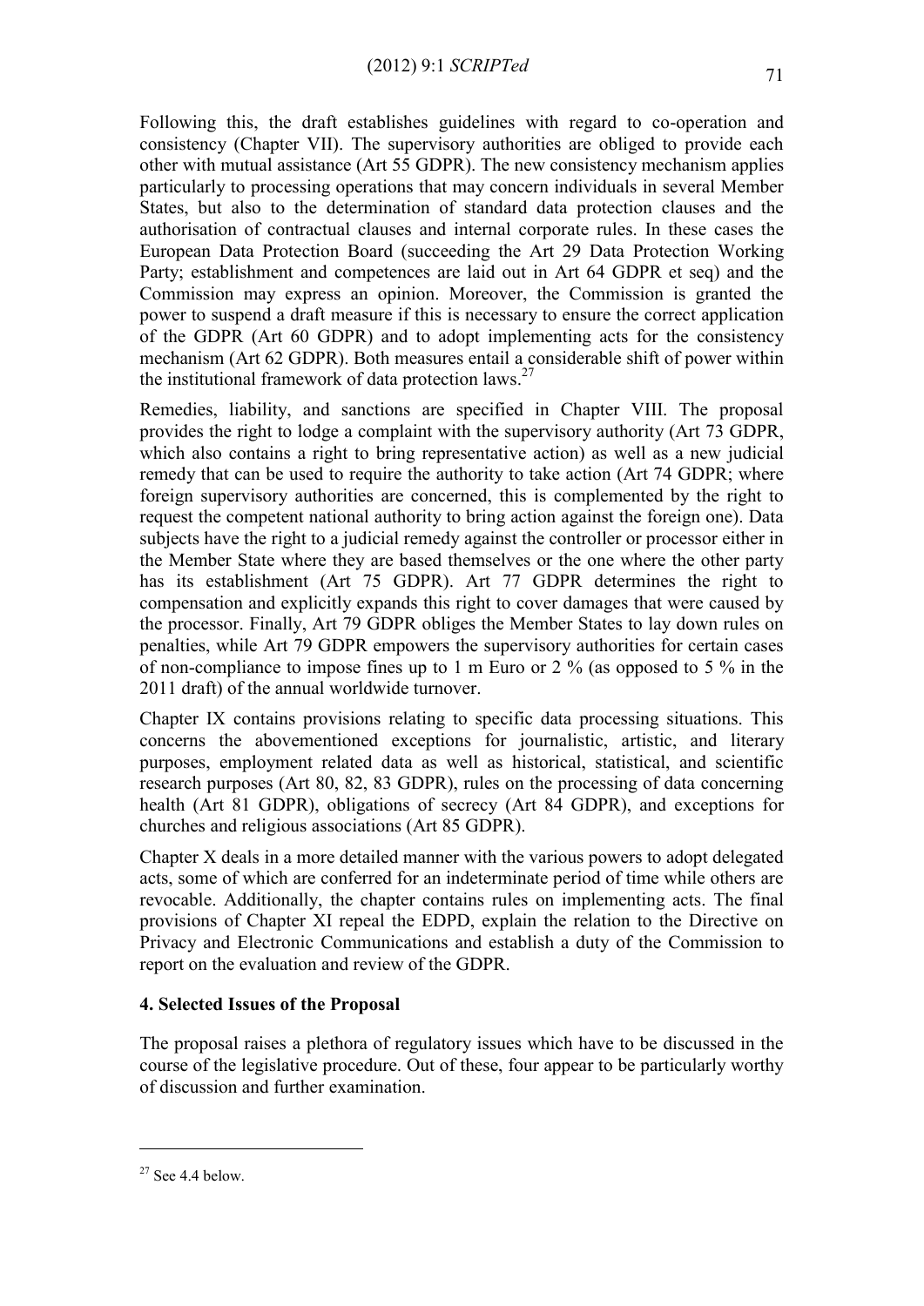Following this, the draft establishes guidelines with regard to co-operation and consistency (Chapter VII). The supervisory authorities are obliged to provide each other with mutual assistance (Art 55 GDPR). The new consistency mechanism applies particularly to processing operations that may concern individuals in several Member States, but also to the determination of standard data protection clauses and the authorisation of contractual clauses and internal corporate rules. In these cases the European Data Protection Board (succeeding the Art 29 Data Protection Working Party; establishment and competences are laid out in Art 64 GDPR et seq) and the Commission may express an opinion. Moreover, the Commission is granted the power to suspend a draft measure if this is necessary to ensure the correct application of the GDPR (Art 60 GDPR) and to adopt implementing acts for the consistency mechanism (Art 62 GDPR). Both measures entail a considerable shift of power within the institutional framework of data protection laws.[27]

Remedies, liability, and sanctions are specified in Chapter VIII. The proposal provides the right to lodge a complaint with the supervisory authority (Art 73 GDPR, which also contains a right to bring representative action) as well as a new judicial remedy that can be used to require the authority to take action (Art 74 GDPR; where foreign supervisory authorities are concerned, this is complemented by the right to request the competent national authority to bring action against the foreign one). Data subjects have the right to a judicial remedy against the controller or processor either in the Member State where they are based themselves or the one where the other party has its establishment (Art 75 GDPR). Art 77 GDPR determines the right to compensation and explicitly expands this right to cover damages that were caused by the processor. Finally, Art 79 GDPR obliges the Member States to lay down rules on penalties, while Art 79 GDPR empowers the supervisory authorities for certain cases of non-compliance to impose fines up to 1 m Euro or 2 % (as opposed to 5 % in the 2011 draft) of the annual worldwide turnover.

Chapter IX contains provisions relating to specific data processing situations. This concerns the abovementioned exceptions for journalistic, artistic, and literary purposes, employment related data as well as historical, statistical, and scientific research purposes (Art 80, 82, 83 GDPR), rules on the processing of data concerning health (Art 81 GDPR), obligations of secrecy (Art 84 GDPR), and exceptions for churches and religious associations (Art 85 GDPR).

Chapter X deals in a more detailed manner with the various powers to adopt delegated acts, some of which are conferred for an indeterminate period of time while others are revocable. Additionally, the chapter contains rules on implementing acts. The final provisions of Chapter XI repeal the EDPD, explain the relation to the Directive on Privacy and Electronic Communications and establish a duty of the Commission to report on the evaluation and review of the GDPR.

#### 4. Selected Issues of the Proposal

The proposal raises a plethora of regulatory issues which have to be discussed in the course of the legislative procedure. Out of these, four appear to be particularly worthy of discussion and further examination.

---

[27] See 4.4 below.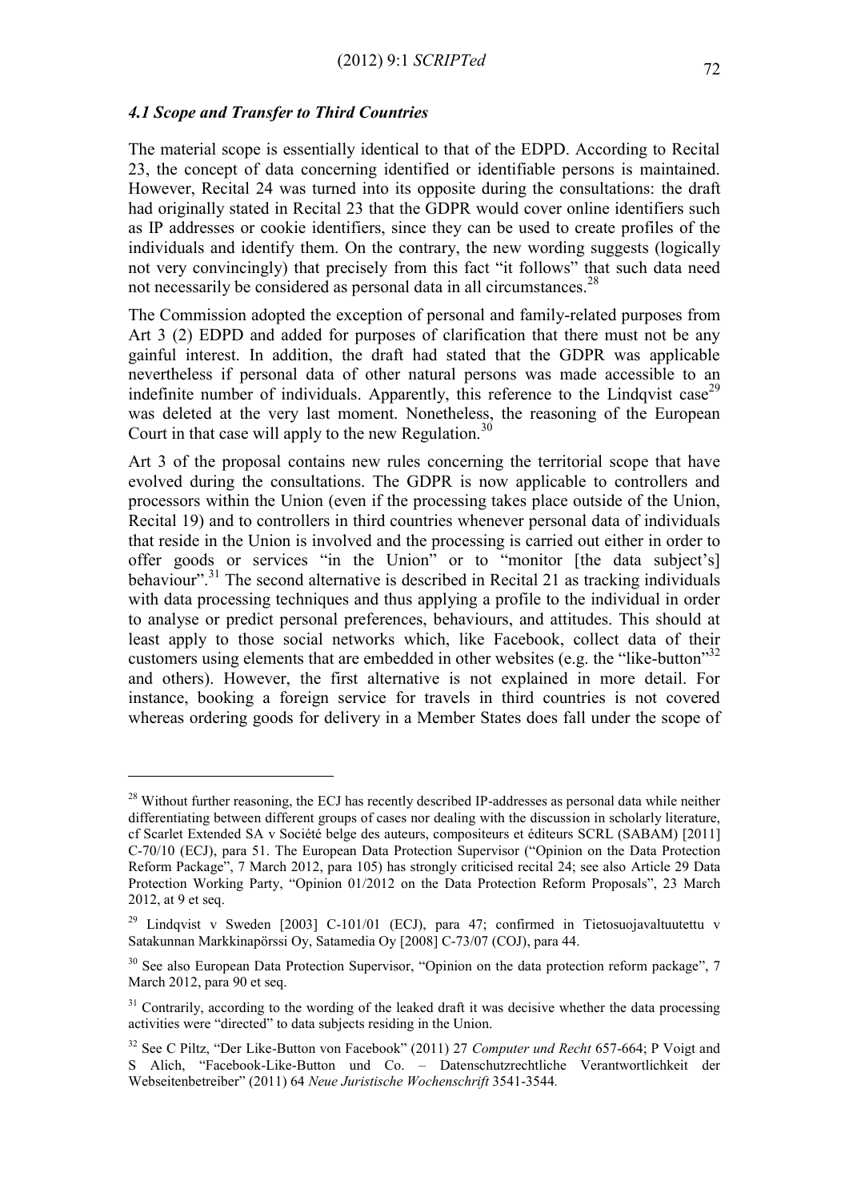#### *4.1 Scope and Transfer to Third Countries*

The material scope is essentially identical to that of the EDPD. According to Recital 23, the concept of data concerning identified or identifiable persons is maintained. However, Recital 24 was turned into its opposite during the consultations: the draft had originally stated in Recital 23 that the GDPR would cover online identifiers such as IP addresses or cookie identifiers, since they can be used to create profiles of the individuals and identify them. On the contrary, the new wording suggests (logically not very convincingly) that precisely from this fact "it follows" that such data need not necessarily be considered as personal data in all circumstances.[28]

The Commission adopted the exception of personal and family-related purposes from Art 3 (2) EDPD and added for purposes of clarification that there must not be any gainful interest. In addition, the draft had stated that the GDPR was applicable nevertheless if personal data of other natural persons was made accessible to an indefinite number of individuals. Apparently, this reference to the Lindqvist case[29] was deleted at the very last moment. Nonetheless, the reasoning of the European Court in that case will apply to the new Regulation.[30]

Art 3 of the proposal contains new rules concerning the territorial scope that have evolved during the consultations. The GDPR is now applicable to controllers and processors within the Union (even if the processing takes place outside of the Union, Recital 19) and to controllers in third countries whenever personal data of individuals that reside in the Union is involved and the processing is carried out either in order to offer goods or services "in the Union" or to "monitor [the data subject's] behaviour".[31] The second alternative is described in Recital 21 as tracking individuals with data processing techniques and thus applying a profile to the individual in order to analyse or predict personal preferences, behaviours, and attitudes. This should at least apply to those social networks which, like Facebook, collect data of their customers using elements that are embedded in other websites (e.g. the "like-button"[32] and others). However, the first alternative is not explained in more detail. For instance, booking a foreign service for travels in third countries is not covered whereas ordering goods for delivery in a Member States does fall under the scope of

---

[28] Without further reasoning, the ECJ has recently described IP-addresses as personal data while neither differentiating between different groups of cases nor dealing with the discussion in scholarly literature, cf Scarlet Extended SA v Société belge des auteurs, compositeurs et éditeurs SCRL (SABAM) [2011] C-70/10 (ECJ), para 51. The European Data Protection Supervisor ("Opinion on the Data Protection Reform Package", 7 March 2012, para 105) has strongly criticised recital 24; see also Article 29 Data Protection Working Party, "Opinion 01/2012 on the Data Protection Reform Proposals", 23 March 2012, at 9 et seq.

[29] Lindqvist v Sweden [2003] C-101/01 (ECJ), para 47; confirmed in Tietosuojavaltuutettu v Satakunnan Markkinapörssi Oy, Satamedia Oy [2008] C-73/07 (COJ), para 44.

[30] See also European Data Protection Supervisor, "Opinion on the data protection reform package", 7 March 2012, para 90 et seq.

[31] Contrarily, according to the wording of the leaked draft it was decisive whether the data processing activities were "directed" to data subjects residing in the Union.

[32] See C Piltz, "Der Like-Button von Facebook" (2011) 27 *Computer und Recht* 657-664; P Voigt and S Alich, "Facebook-Like-Button und Co. – Datenschutzrechtliche Verantwortlichkeit der Webseitenbetreiber" (2011) 64 *Neue Juristische Wochenschrift* 3541-3544.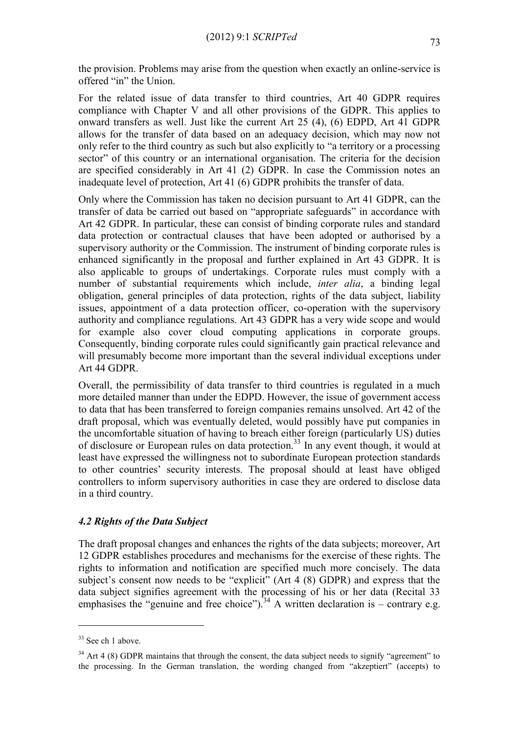the provision. Problems may arise from the question when exactly an online-service is offered "in" the Union.

For the related issue of data transfer to third countries, Art 40 GDPR requires compliance with Chapter V and all other provisions of the GDPR. This applies to onward transfers as well. Just like the current Art 25 (4), (6) EDPD, Art 41 GDPR allows for the transfer of data based on an adequacy decision, which may now not only refer to the third country as such but also explicitly to "a territory or a processing sector" of this country or an international organisation. The criteria for the decision are specified considerably in Art 41 (2) GDPR. In case the Commission notes an inadequate level of protection, Art 41 (6) GDPR prohibits the transfer of data.

Only where the Commission has taken no decision pursuant to Art 41 GDPR, can the transfer of data be carried out based on "appropriate safeguards" in accordance with Art 42 GDPR. In particular, these can consist of binding corporate rules and standard data protection or contractual clauses that have been adopted or authorised by a supervisory authority or the Commission. The instrument of binding corporate rules is enhanced significantly in the proposal and further explained in Art 43 GDPR. It is also applicable to groups of undertakings. Corporate rules must comply with a number of substantial requirements which include, *inter alia*, a binding legal obligation, general principles of data protection, rights of the data subject, liability issues, appointment of a data protection officer, co-operation with the supervisory authority and compliance regulations. Art 43 GDPR has a very wide scope and would for example also cover cloud computing applications in corporate groups. Consequently, binding corporate rules could significantly gain practical relevance and will presumably become more important than the several individual exceptions under Art 44 GDPR.

Overall, the permissibility of data transfer to third countries is regulated in a much more detailed manner than under the EDPD. However, the issue of government access to data that has been transferred to foreign companies remains unsolved. Art 42 of the draft proposal, which was eventually deleted, would possibly have put companies in the uncomfortable situation of having to breach either foreign (particularly US) duties of disclosure or European rules on data protection.[33] In any event though, it would at least have expressed the willingness not to subordinate European protection standards to other countries' security interests. The proposal should at least have obliged controllers to inform supervisory authorities in case they are ordered to disclose data in a third country.

### *4.2 Rights of the Data Subject*

The draft proposal changes and enhances the rights of the data subjects; moreover, Art 12 GDPR establishes procedures and mechanisms for the exercise of these rights. The rights to information and notification are specified much more concisely. The data subject's consent now needs to be "explicit" (Art 4 (8) GDPR) and express that the data subject signifies agreement with the processing of his or her data (Recital 33 emphasises the "genuine and free choice").[34] A written declaration is – contrary e.g.

---

[33] See ch 1 above.

[34] Art 4 (8) GDPR maintains that through the consent, the data subject needs to signify "agreement" to the processing. In the German translation, the wording changed from "akzeptiert" (accepts) to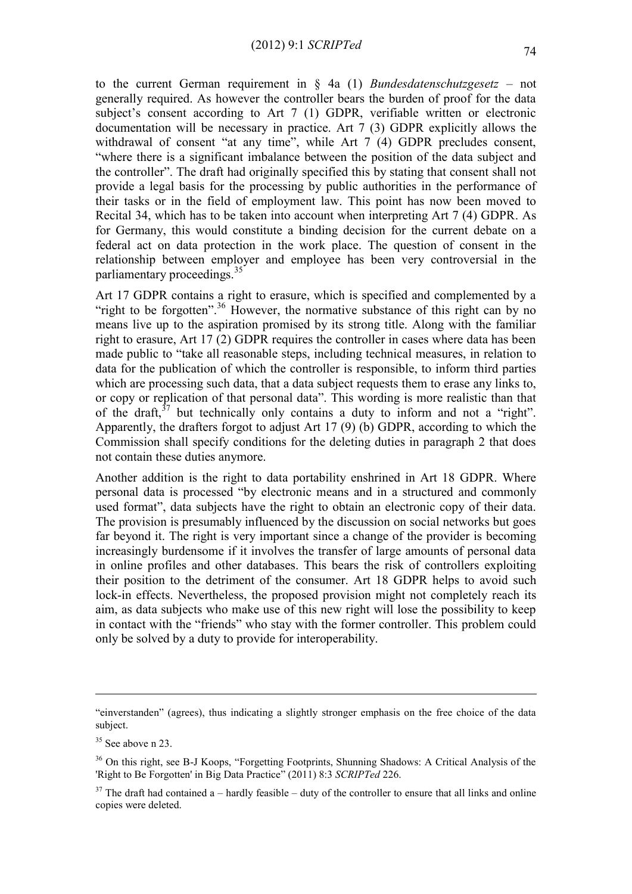to the current German requirement in § 4a (1) *Bundesdatenschutzgesetz* – not generally required. As however the controller bears the burden of proof for the data subject's consent according to Art 7 (1) GDPR, verifiable written or electronic documentation will be necessary in practice. Art 7 (3) GDPR explicitly allows the withdrawal of consent "at any time", while Art 7 (4) GDPR precludes consent, "where there is a significant imbalance between the position of the data subject and the controller". The draft had originally specified this by stating that consent shall not provide a legal basis for the processing by public authorities in the performance of their tasks or in the field of employment law. This point has now been moved to Recital 34, which has to be taken into account when interpreting Art 7 (4) GDPR. As for Germany, this would constitute a binding decision for the current debate on a federal act on data protection in the work place. The question of consent in the relationship between employer and employee has been very controversial in the parliamentary proceedings.[35]

Art 17 GDPR contains a right to erasure, which is specified and complemented by a "right to be forgotten".[36] However, the normative substance of this right can by no means live up to the aspiration promised by its strong title. Along with the familiar right to erasure, Art 17 (2) GDPR requires the controller in cases where data has been made public to "take all reasonable steps, including technical measures, in relation to data for the publication of which the controller is responsible, to inform third parties which are processing such data, that a data subject requests them to erase any links to, or copy or replication of that personal data". This wording is more realistic than that of the draft,[37] but technically only contains a duty to inform and not a "right". Apparently, the drafters forgot to adjust Art 17 (9) (b) GDPR, according to which the Commission shall specify conditions for the deleting duties in paragraph 2 that does not contain these duties anymore.

Another addition is the right to data portability enshrined in Art 18 GDPR. Where personal data is processed "by electronic means and in a structured and commonly used format", data subjects have the right to obtain an electronic copy of their data. The provision is presumably influenced by the discussion on social networks but goes far beyond it. The right is very important since a change of the provider is becoming increasingly burdensome if it involves the transfer of large amounts of personal data in online profiles and other databases. This bears the risk of controllers exploiting their position to the detriment of the consumer. Art 18 GDPR helps to avoid such lock-in effects. Nevertheless, the proposed provision might not completely reach its aim, as data subjects who make use of this new right will lose the possibility to keep in contact with the "friends" who stay with the former controller. This problem could only be solved by a duty to provide for interoperability.

---

"einverstanden" (agrees), thus indicating a slightly stronger emphasis on the free choice of the data subject.

[35] See above n 23.

[36] On this right, see B-J Koops, "Forgetting Footprints, Shunning Shadows: A Critical Analysis of the 'Right to Be Forgotten' in Big Data Practice" (2011) 8:3 *SCRIPTed* 226.

[37] The draft had contained a – hardly feasible – duty of the controller to ensure that all links and online copies were deleted.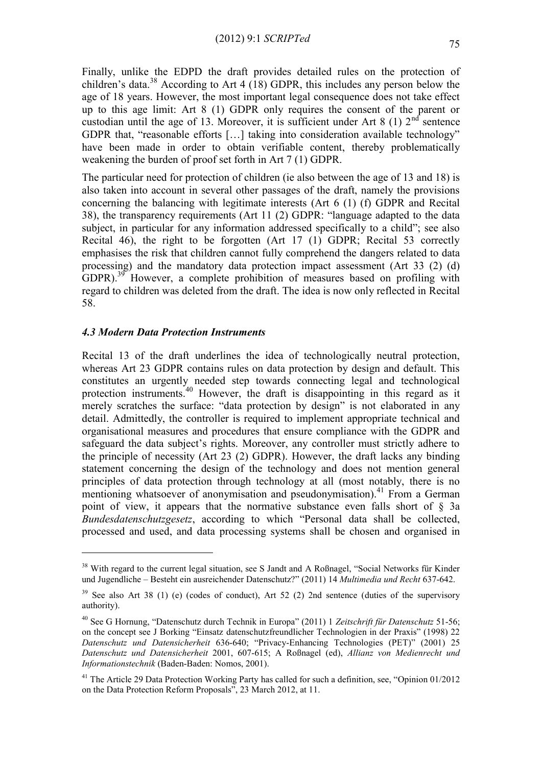Finally, unlike the EDPD the draft provides detailed rules on the protection of children's data.[38] According to Art 4 (18) GDPR, this includes any person below the age of 18 years. However, the most important legal consequence does not take effect up to this age limit: Art 8 (1) GDPR only requires the consent of the parent or custodian until the age of 13. Moreover, it is sufficient under Art 8 (1) 2nd sentence GDPR that, "reasonable efforts […] taking into consideration available technology" have been made in order to obtain verifiable content, thereby problematically weakening the burden of proof set forth in Art 7 (1) GDPR.

The particular need for protection of children (ie also between the age of 13 and 18) is also taken into account in several other passages of the draft, namely the provisions concerning the balancing with legitimate interests (Art 6 (1) (f) GDPR and Recital 38), the transparency requirements (Art 11 (2) GDPR: "language adapted to the data subject, in particular for any information addressed specifically to a child"; see also Recital 46), the right to be forgotten (Art 17 (1) GDPR; Recital 53 correctly emphasises the risk that children cannot fully comprehend the dangers related to data processing) and the mandatory data protection impact assessment (Art 33 (2) (d) GDPR).[39] However, a complete prohibition of measures based on profiling with regard to children was deleted from the draft. The idea is now only reflected in Recital 58.

### *4.3 Modern Data Protection Instruments*

Recital 13 of the draft underlines the idea of technologically neutral protection, whereas Art 23 GDPR contains rules on data protection by design and default. This constitutes an urgently needed step towards connecting legal and technological protection instruments.[40] However, the draft is disappointing in this regard as it merely scratches the surface: "data protection by design" is not elaborated in any detail. Admittedly, the controller is required to implement appropriate technical and organisational measures and procedures that ensure compliance with the GDPR and safeguard the data subject's rights. Moreover, any controller must strictly adhere to the principle of necessity (Art 23 (2) GDPR). However, the draft lacks any binding statement concerning the design of the technology and does not mention general principles of data protection through technology at all (most notably, there is no mentioning whatsoever of anonymisation and pseudonymisation).[41] From a German point of view, it appears that the normative substance even falls short of § 3a *Bundesdatenschutzgesetz*, according to which "Personal data shall be collected, processed and used, and data processing systems shall be chosen and organised in

---

[38] With regard to the current legal situation, see S Jandt and A Roßnagel, "Social Networks für Kinder und Jugendliche – Besteht ein ausreichender Datenschutz?" (2011) 14 *Multimedia und Recht* 637-642.

[39] See also Art 38 (1) (e) (codes of conduct), Art 52 (2) 2nd sentence (duties of the supervisory authority).

[40] See G Hornung, "Datenschutz durch Technik in Europa" (2011) 1 *Zeitschrift für Datenschutz* 51-56; on the concept see J Borking "Einsatz datenschutzfreundlicher Technologien in der Praxis" (1998) 22 *Datenschutz und Datensicherheit* 636-640; "Privacy-Enhancing Technologies (PET)" (2001) 25 *Datenschutz und Datensicherheit* 2001, 607-615; A Roßnagel (ed), *Allianz von Medienrecht und Informationstechnik* (Baden-Baden: Nomos, 2001).

[41] The Article 29 Data Protection Working Party has called for such a definition, see, "Opinion 01/2012 on the Data Protection Reform Proposals", 23 March 2012, at 11.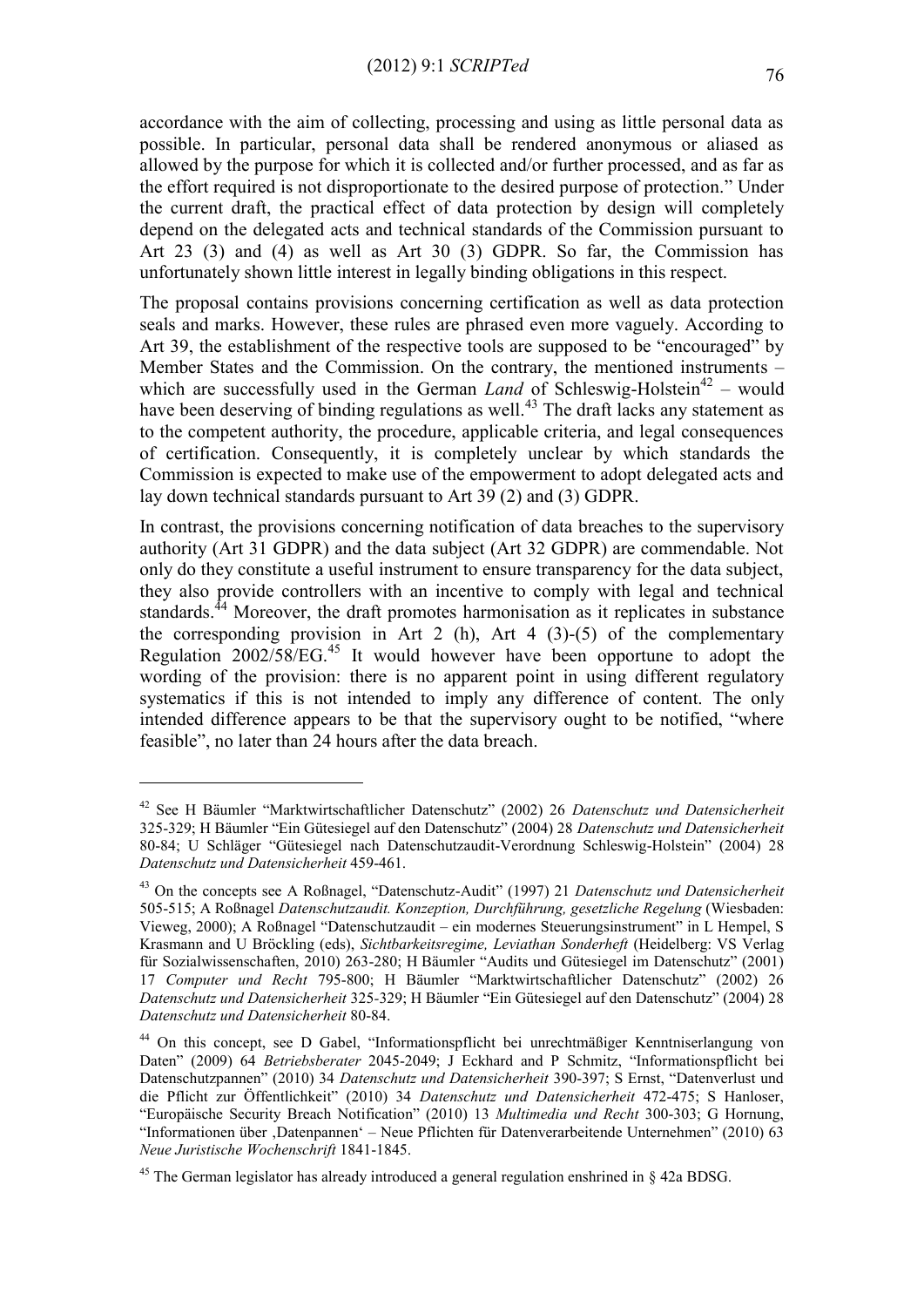accordance with the aim of collecting, processing and using as little personal data as possible. In particular, personal data shall be rendered anonymous or aliased as allowed by the purpose for which it is collected and/or further processed, and as far as the effort required is not disproportionate to the desired purpose of protection." Under the current draft, the practical effect of data protection by design will completely depend on the delegated acts and technical standards of the Commission pursuant to Art 23 (3) and (4) as well as Art 30 (3) GDPR. So far, the Commission has unfortunately shown little interest in legally binding obligations in this respect.

The proposal contains provisions concerning certification as well as data protection seals and marks. However, these rules are phrased even more vaguely. According to Art 39, the establishment of the respective tools are supposed to be "encouraged" by Member States and the Commission. On the contrary, the mentioned instruments – which are successfully used in the German *Land* of Schleswig-Holstein[42] – would have been deserving of binding regulations as well.[43] The draft lacks any statement as to the competent authority, the procedure, applicable criteria, and legal consequences of certification. Consequently, it is completely unclear by which standards the Commission is expected to make use of the empowerment to adopt delegated acts and lay down technical standards pursuant to Art 39 (2) and (3) GDPR.

In contrast, the provisions concerning notification of data breaches to the supervisory authority (Art 31 GDPR) and the data subject (Art 32 GDPR) are commendable. Not only do they constitute a useful instrument to ensure transparency for the data subject, they also provide controllers with an incentive to comply with legal and technical standards.[44] Moreover, the draft promotes harmonisation as it replicates in substance the corresponding provision in Art 2 (h), Art 4 (3)-(5) of the complementary Regulation 2002/58/EG.[45] It would however have been opportune to adopt the wording of the provision: there is no apparent point in using different regulatory systematics if this is not intended to imply any difference of content. The only intended difference appears to be that the supervisory ought to be notified, "where feasible", no later than 24 hours after the data breach.

---

[42] See H Bäumler "Marktwirtschaftlicher Datenschutz" (2002) 26 *Datenschutz und Datensicherheit* 325-329; H Bäumler "Ein Gütesiegel auf den Datenschutz" (2004) 28 *Datenschutz und Datensicherheit* 80-84; U Schläger "Gütesiegel nach Datenschutzaudit-Verordnung Schleswig-Holstein" (2004) 28 *Datenschutz und Datensicherheit* 459-461.

[43] On the concepts see A Roßnagel, "Datenschutz-Audit" (1997) 21 *Datenschutz und Datensicherheit* 505-515; A Roßnagel *Datenschutzaudit. Konzeption, Durchführung, gesetzliche Regelung* (Wiesbaden: Vieweg, 2000); A Roßnagel "Datenschutzaudit – ein modernes Steuerungsinstrument" in L Hempel, S Krasmann and U Bröckling (eds), *Sichtbarkeitsregime, Leviathan Sonderheft* (Heidelberg: VS Verlag für Sozialwissenschaften, 2010) 263-280; H Bäumler "Audits und Gütesiegel im Datenschutz" (2001) 17 *Computer und Recht* 795-800; H Bäumler "Marktwirtschaftlicher Datenschutz" (2002) 26 *Datenschutz und Datensicherheit* 325-329; H Bäumler "Ein Gütesiegel auf den Datenschutz" (2004) 28 *Datenschutz und Datensicherheit* 80-84.

[44] On this concept, see D Gabel, "Informationspflicht bei unrechtmäßiger Kenntniserlangung von Daten" (2009) 64 *Betriebsberater* 2045-2049; J Eckhard and P Schmitz, "Informationspflicht bei Datenschutzpannen" (2010) 34 *Datenschutz und Datensicherheit* 390-397; S Ernst, "Datenverlust und die Pflicht zur Öffentlichkeit" (2010) 34 *Datenschutz und Datensicherheit* 472-475; S Hanloser, "Europäische Security Breach Notification" (2010) 13 *Multimedia und Recht* 300-303; G Hornung, "Informationen über ‚Datenpannen' – Neue Pflichten für Datenverarbeitende Unternehmen" (2010) 63 *Neue Juristische Wochenschrift* 1841-1845.

[45] The German legislator has already introduced a general regulation enshrined in § 42a BDSG.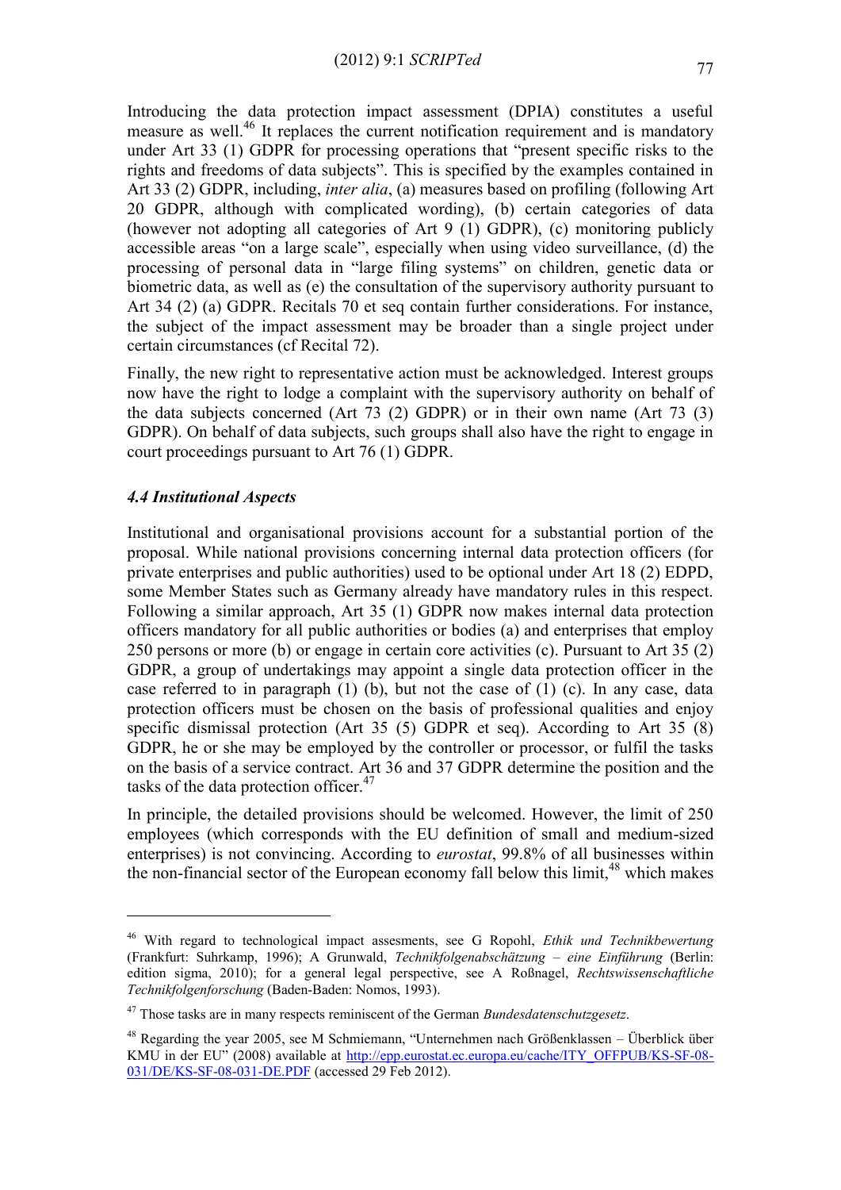Introducing the data protection impact assessment (DPIA) constitutes a useful measure as well.[46] It replaces the current notification requirement and is mandatory under Art 33 (1) GDPR for processing operations that "present specific risks to the rights and freedoms of data subjects". This is specified by the examples contained in Art 33 (2) GDPR, including, *inter alia*, (a) measures based on profiling (following Art 20 GDPR, although with complicated wording), (b) certain categories of data (however not adopting all categories of Art 9 (1) GDPR), (c) monitoring publicly accessible areas "on a large scale", especially when using video surveillance, (d) the processing of personal data in "large filing systems" on children, genetic data or biometric data, as well as (e) the consultation of the supervisory authority pursuant to Art 34 (2) (a) GDPR. Recitals 70 et seq contain further considerations. For instance, the subject of the impact assessment may be broader than a single project under certain circumstances (cf Recital 72).

Finally, the new right to representative action must be acknowledged. Interest groups now have the right to lodge a complaint with the supervisory authority on behalf of the data subjects concerned (Art 73 (2) GDPR) or in their own name (Art 73 (3) GDPR). On behalf of data subjects, such groups shall also have the right to engage in court proceedings pursuant to Art 76 (1) GDPR.

### *4.4 Institutional Aspects*

Institutional and organisational provisions account for a substantial portion of the proposal. While national provisions concerning internal data protection officers (for private enterprises and public authorities) used to be optional under Art 18 (2) EDPD, some Member States such as Germany already have mandatory rules in this respect. Following a similar approach, Art 35 (1) GDPR now makes internal data protection officers mandatory for all public authorities or bodies (a) and enterprises that employ 250 persons or more (b) or engage in certain core activities (c). Pursuant to Art 35 (2) GDPR, a group of undertakings may appoint a single data protection officer in the case referred to in paragraph (1) (b), but not the case of (1) (c). In any case, data protection officers must be chosen on the basis of professional qualities and enjoy specific dismissal protection (Art 35 (5) GDPR et seq). According to Art 35 (8) GDPR, he or she may be employed by the controller or processor, or fulfil the tasks on the basis of a service contract. Art 36 and 37 GDPR determine the position and the tasks of the data protection officer.[47]

In principle, the detailed provisions should be welcomed. However, the limit of 250 employees (which corresponds with the EU definition of small and medium-sized enterprises) is not convincing. According to *eurostat*, 99.8% of all businesses within the non-financial sector of the European economy fall below this limit,[48] which makes

---

[46] With regard to technological impact assesments, see G Ropohl, *Ethik und Technikbewertung* (Frankfurt: Suhrkamp, 1996); A Grunwald, *Technikfolgenabschätzung – eine Einführung* (Berlin: edition sigma, 2010); for a general legal perspective, see A Roßnagel, *Rechtswissenschaftliche Technikfolgenforschung* (Baden-Baden: Nomos, 1993).

[47] Those tasks are in many respects reminiscent of the German *Bundesdatenschutzgesetz*.

[48] Regarding the year 2005, see M Schmiemann, "Unternehmen nach Größenklassen – Überblick über KMU in der EU" (2008) available at http://epp.eurostat.ec.europa.eu/cache/ITY_OFFPUB/KS-SF-08-031/DE/KS-SF-08-031-DE.PDF (accessed 29 Feb 2012).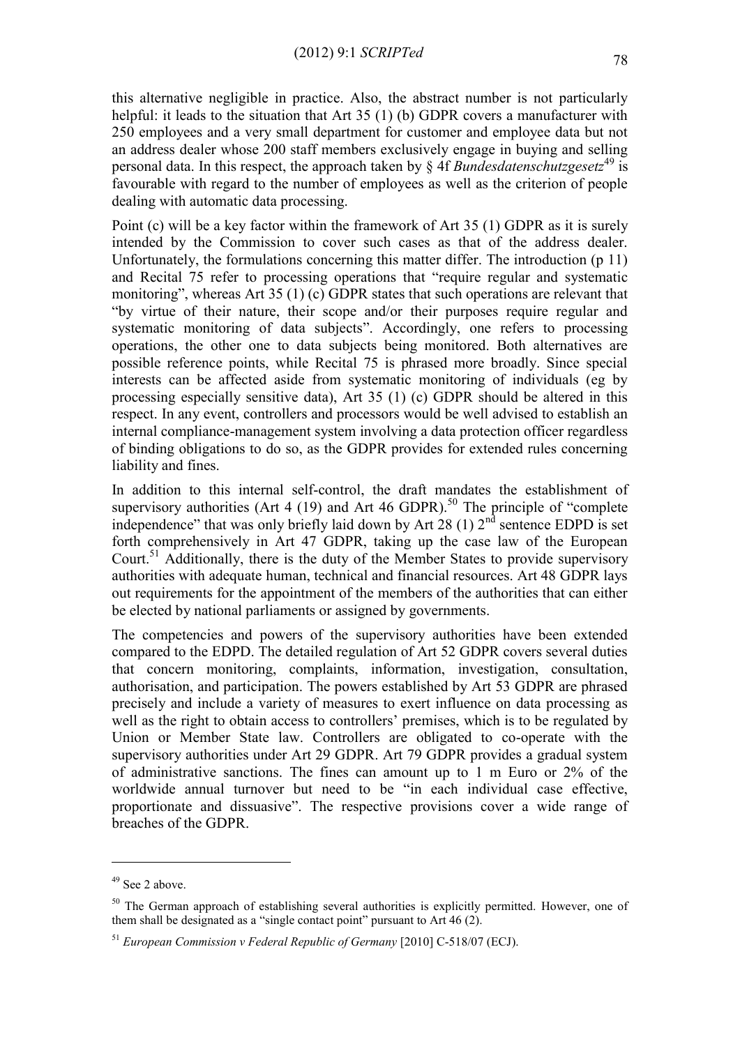this alternative negligible in practice. Also, the abstract number is not particularly helpful: it leads to the situation that Art 35 (1) (b) GDPR covers a manufacturer with 250 employees and a very small department for customer and employee data but not an address dealer whose 200 staff members exclusively engage in buying and selling personal data. In this respect, the approach taken by § 4f *Bundesdatenschutzgesetz*[49] is favourable with regard to the number of employees as well as the criterion of people dealing with automatic data processing.

Point (c) will be a key factor within the framework of Art 35 (1) GDPR as it is surely intended by the Commission to cover such cases as that of the address dealer. Unfortunately, the formulations concerning this matter differ. The introduction (p 11) and Recital 75 refer to processing operations that "require regular and systematic monitoring", whereas Art 35 (1) (c) GDPR states that such operations are relevant that "by virtue of their nature, their scope and/or their purposes require regular and systematic monitoring of data subjects". Accordingly, one refers to processing operations, the other one to data subjects being monitored. Both alternatives are possible reference points, while Recital 75 is phrased more broadly. Since special interests can be affected aside from systematic monitoring of individuals (eg by processing especially sensitive data), Art 35 (1) (c) GDPR should be altered in this respect. In any event, controllers and processors would be well advised to establish an internal compliance-management system involving a data protection officer regardless of binding obligations to do so, as the GDPR provides for extended rules concerning liability and fines.

In addition to this internal self-control, the draft mandates the establishment of supervisory authorities (Art 4 (19) and Art 46 GDPR).[50] The principle of "complete independence" that was only briefly laid down by Art 28 (1) 2nd sentence EDPD is set forth comprehensively in Art 47 GDPR, taking up the case law of the European Court.[51] Additionally, there is the duty of the Member States to provide supervisory authorities with adequate human, technical and financial resources. Art 48 GDPR lays out requirements for the appointment of the members of the authorities that can either be elected by national parliaments or assigned by governments.

The competencies and powers of the supervisory authorities have been extended compared to the EDPD. The detailed regulation of Art 52 GDPR covers several duties that concern monitoring, complaints, information, investigation, consultation, authorisation, and participation. The powers established by Art 53 GDPR are phrased precisely and include a variety of measures to exert influence on data processing as well as the right to obtain access to controllers' premises, which is to be regulated by Union or Member State law. Controllers are obligated to co-operate with the supervisory authorities under Art 29 GDPR. Art 79 GDPR provides a gradual system of administrative sanctions. The fines can amount up to 1 m Euro or 2% of the worldwide annual turnover but need to be "in each individual case effective, proportionate and dissuasive". The respective provisions cover a wide range of breaches of the GDPR.

---

[49] See 2 above.

[50] The German approach of establishing several authorities is explicitly permitted. However, one of them shall be designated as a "single contact point" pursuant to Art 46 (2).

[51] *European Commission v Federal Republic of Germany* [2010] C-518/07 (ECJ).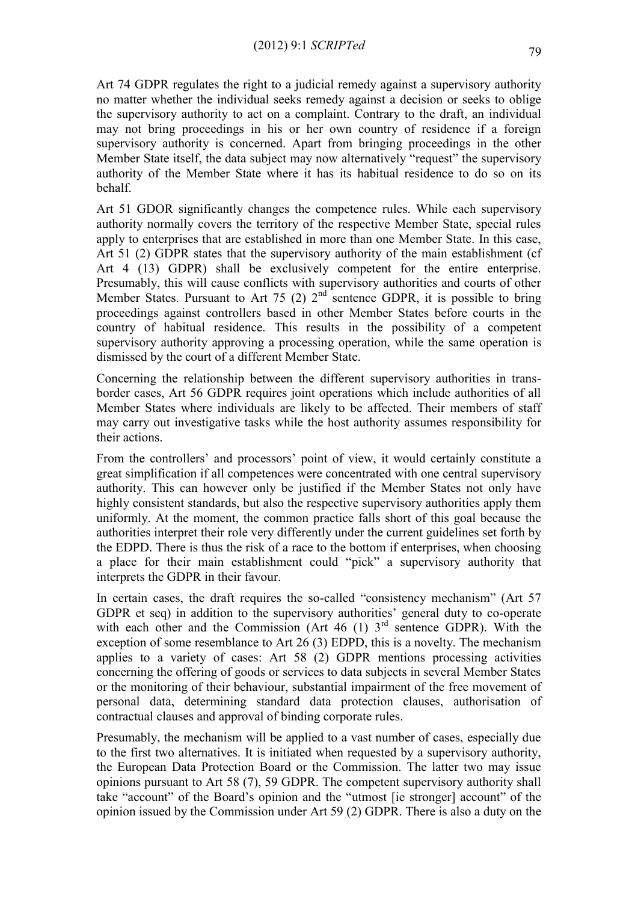Art 74 GDPR regulates the right to a judicial remedy against a supervisory authority no matter whether the individual seeks remedy against a decision or seeks to oblige the supervisory authority to act on a complaint. Contrary to the draft, an individual may not bring proceedings in his or her own country of residence if a foreign supervisory authority is concerned. Apart from bringing proceedings in the other Member State itself, the data subject may now alternatively "request" the supervisory authority of the Member State where it has its habitual residence to do so on its behalf.

Art 51 GDOR significantly changes the competence rules. While each supervisory authority normally covers the territory of the respective Member State, special rules apply to enterprises that are established in more than one Member State. In this case, Art 51 (2) GDPR states that the supervisory authority of the main establishment (cf Art 4 (13) GDPR) shall be exclusively competent for the entire enterprise. Presumably, this will cause conflicts with supervisory authorities and courts of other Member States. Pursuant to Art 75 (2) 2nd sentence GDPR, it is possible to bring proceedings against controllers based in other Member States before courts in the country of habitual residence. This results in the possibility of a competent supervisory authority approving a processing operation, while the same operation is dismissed by the court of a different Member State.

Concerning the relationship between the different supervisory authorities in trans-border cases, Art 56 GDPR requires joint operations which include authorities of all Member States where individuals are likely to be affected. Their members of staff may carry out investigative tasks while the host authority assumes responsibility for their actions.

From the controllers' and processors' point of view, it would certainly constitute a great simplification if all competences were concentrated with one central supervisory authority. This can however only be justified if the Member States not only have highly consistent standards, but also the respective supervisory authorities apply them uniformly. At the moment, the common practice falls short of this goal because the authorities interpret their role very differently under the current guidelines set forth by the EDPD. There is thus the risk of a race to the bottom if enterprises, when choosing a place for their main establishment could "pick" a supervisory authority that interprets the GDPR in their favour.

In certain cases, the draft requires the so-called "consistency mechanism" (Art 57 GDPR et seq) in addition to the supervisory authorities' general duty to co-operate with each other and the Commission (Art 46 (1) 3rd sentence GDPR). With the exception of some resemblance to Art 26 (3) EDPD, this is a novelty. The mechanism applies to a variety of cases: Art 58 (2) GDPR mentions processing activities concerning the offering of goods or services to data subjects in several Member States or the monitoring of their behaviour, substantial impairment of the free movement of personal data, determining standard data protection clauses, authorisation of contractual clauses and approval of binding corporate rules.

Presumably, the mechanism will be applied to a vast number of cases, especially due to the first two alternatives. It is initiated when requested by a supervisory authority, the European Data Protection Board or the Commission. The latter two may issue opinions pursuant to Art 58 (7), 59 GDPR. The competent supervisory authority shall take "account" of the Board's opinion and the "utmost [ie stronger] account" of the opinion issued by the Commission under Art 59 (2) GDPR. There is also a duty on the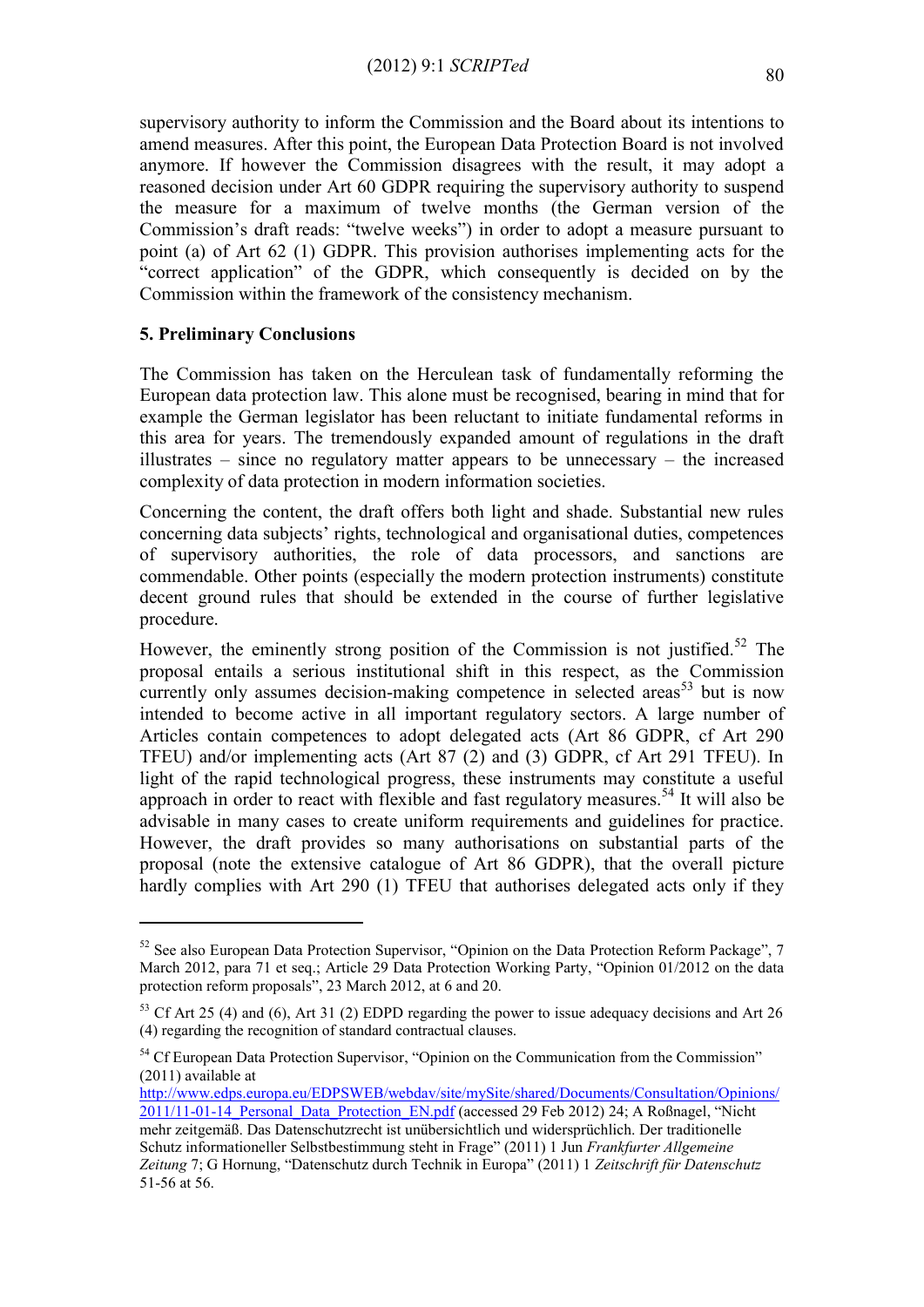supervisory authority to inform the Commission and the Board about its intentions to amend measures. After this point, the European Data Protection Board is not involved anymore. If however the Commission disagrees with the result, it may adopt a reasoned decision under Art 60 GDPR requiring the supervisory authority to suspend the measure for a maximum of twelve months (the German version of the Commission's draft reads: "twelve weeks") in order to adopt a measure pursuant to point (a) of Art 62 (1) GDPR. This provision authorises implementing acts for the "correct application" of the GDPR, which consequently is decided on by the Commission within the framework of the consistency mechanism.

### 5. Preliminary Conclusions

The Commission has taken on the Herculean task of fundamentally reforming the European data protection law. This alone must be recognised, bearing in mind that for example the German legislator has been reluctant to initiate fundamental reforms in this area for years. The tremendously expanded amount of regulations in the draft illustrates – since no regulatory matter appears to be unnecessary – the increased complexity of data protection in modern information societies.

Concerning the content, the draft offers both light and shade. Substantial new rules concerning data subjects' rights, technological and organisational duties, competences of supervisory authorities, the role of data processors, and sanctions are commendable. Other points (especially the modern protection instruments) constitute decent ground rules that should be extended in the course of further legislative procedure.

However, the eminently strong position of the Commission is not justified.[52] The proposal entails a serious institutional shift in this respect, as the Commission currently only assumes decision-making competence in selected areas[53] but is now intended to become active in all important regulatory sectors. A large number of Articles contain competences to adopt delegated acts (Art 86 GDPR, cf Art 290 TFEU) and/or implementing acts (Art 87 (2) and (3) GDPR, cf Art 291 TFEU). In light of the rapid technological progress, these instruments may constitute a useful approach in order to react with flexible and fast regulatory measures.[54] It will also be advisable in many cases to create uniform requirements and guidelines for practice. However, the draft provides so many authorisations on substantial parts of the proposal (note the extensive catalogue of Art 86 GDPR), that the overall picture hardly complies with Art 290 (1) TFEU that authorises delegated acts only if they

---

[52] See also European Data Protection Supervisor, "Opinion on the Data Protection Reform Package", 7 March 2012, para 71 et seq.; Article 29 Data Protection Working Party, "Opinion 01/2012 on the data protection reform proposals", 23 March 2012, at 6 and 20.

[53] Cf Art 25 (4) and (6), Art 31 (2) EDPD regarding the power to issue adequacy decisions and Art 26 (4) regarding the recognition of standard contractual clauses.

[54] Cf European Data Protection Supervisor, "Opinion on the Communication from the Commission" (2011) available at http://www.edps.europa.eu/EDPSWEB/webdav/site/mySite/shared/Documents/Consultation/Opinions/2011/11-01-14_Personal_Data_Protection_EN.pdf (accessed 29 Feb 2012) 24; A Roßnagel, "Nicht mehr zeitgemäß. Das Datenschutzrecht ist unübersichtlich und widersprüchlich. Der traditionelle Schutz informationeller Selbstbestimmung steht in Frage" (2011) 1 Jun *Frankfurter Allgemeine Zeitung* 7; G Hornung, "Datenschutz durch Technik in Europa" (2011) 1 *Zeitschrift für Datenschutz* 51-56 at 56.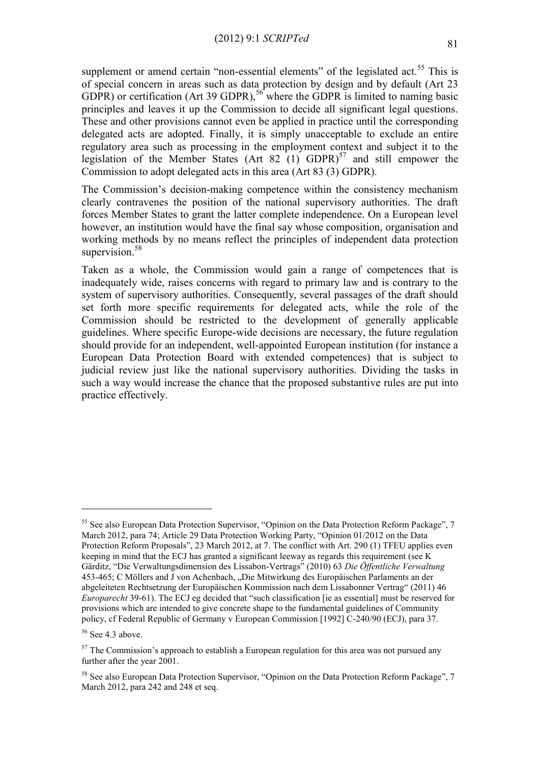supplement or amend certain "non-essential elements" of the legislated act.[55] This is of special concern in areas such as data protection by design and by default (Art 23 GDPR) or certification (Art 39 GDPR),[56] where the GDPR is limited to naming basic principles and leaves it up the Commission to decide all significant legal questions. These and other provisions cannot even be applied in practice until the corresponding delegated acts are adopted. Finally, it is simply unacceptable to exclude an entire regulatory area such as processing in the employment context and subject it to the legislation of the Member States (Art 82 (1) GDPR)[57] and still empower the Commission to adopt delegated acts in this area (Art 83 (3) GDPR).

The Commission's decision-making competence within the consistency mechanism clearly contravenes the position of the national supervisory authorities. The draft forces Member States to grant the latter complete independence. On a European level however, an institution would have the final say whose composition, organisation and working methods by no means reflect the principles of independent data protection supervision.[58]

Taken as a whole, the Commission would gain a range of competences that is inadequately wide, raises concerns with regard to primary law and is contrary to the system of supervisory authorities. Consequently, several passages of the draft should set forth more specific requirements for delegated acts, while the role of the Commission should be restricted to the development of generally applicable guidelines. Where specific Europe-wide decisions are necessary, the future regulation should provide for an independent, well-appointed European institution (for instance a European Data Protection Board with extended competences) that is subject to judicial review just like the national supervisory authorities. Dividing the tasks in such a way would increase the chance that the proposed substantive rules are put into practice effectively.

---

[55] See also European Data Protection Supervisor, "Opinion on the Data Protection Reform Package", 7 March 2012, para 74; Article 29 Data Protection Working Party, "Opinion 01/2012 on the Data Protection Reform Proposals", 23 March 2012, at 7. The conflict with Art. 290 (1) TFEU applies even keeping in mind that the ECJ has granted a significant leeway as regards this requirement (see K Gärditz, "Die Verwaltungsdimension des Lissabon-Vertrags" (2010) 63 *Die Öffentliche Verwaltung* 453-465; C Möllers and J von Achenbach, „Die Mitwirkung des Europäischen Parlaments an der abgeleiteten Rechtsetzung der Europäischen Kommission nach dem Lissabonner Vertrag" (2011) 46 *Europarecht* 39-61). The ECJ eg decided that "such classification [ie as essential] must be reserved for provisions which are intended to give concrete shape to the fundamental guidelines of Community policy, cf Federal Republic of Germany v European Commission [1992] C-240/90 (ECJ), para 37.

[56] See 4.3 above.

[57] The Commission's approach to establish a European regulation for this area was not pursued any further after the year 2001.

[58] See also European Data Protection Supervisor, "Opinion on the Data Protection Reform Package", 7 March 2012, para 242 and 248 et seq.